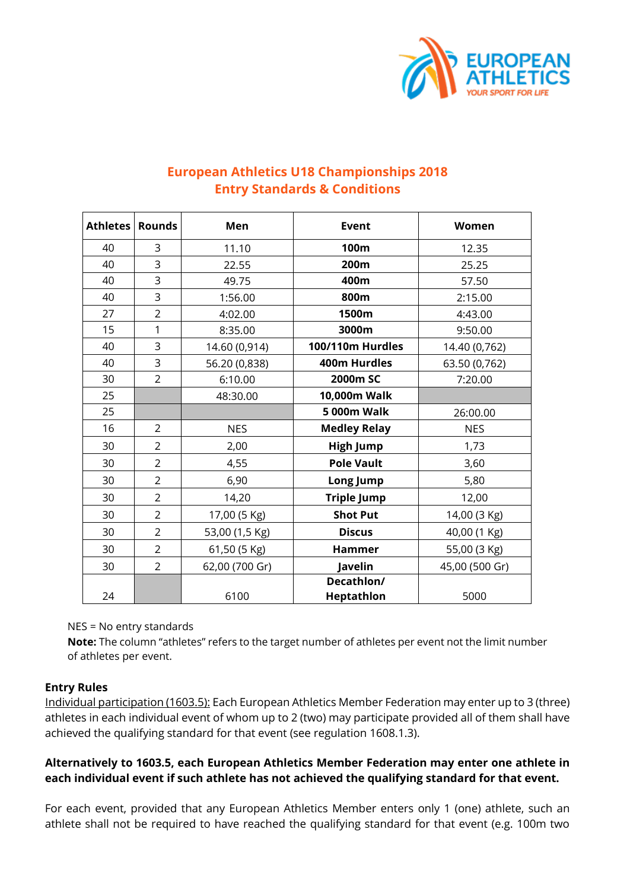# European Athletics U18 Championships 2018
## Entry Standards & Conditions

| Athletes | Rounds | Men | Event | Women |
|---|---|---|---|---|
| 40 | 3 | 11.10 | **100m** | 12.35 |
| 40 | 3 | 22.55 | **200m** | 25.25 |
| 40 | 3 | 49.75 | **400m** | 57.50 |
| 40 | 3 | 1:56.00 | **800m** | 2:15.00 |
| 27 | 2 | 4:02.00 | **1500m** | 4:43.00 |
| 15 | 1 | 8:35.00 | **3000m** | 9:50.00 |
| 40 | 3 | 14.60 (0,914) | **100/110m Hurdles** | 14.40 (0,762) |
| 40 | 3 | 56.20 (0,838) | **400m Hurdles** | 63.50 (0,762) |
| 30 | 2 | 6:10.00 | **2000m SC** | 7:20.00 |
| 25 | | 48:30.00 | **10,000m Walk** | |
| 25 | | | **5 000m Walk** | 26:00.00 |
| 16 | 2 | NES | **Medley Relay** | NES |
| 30 | 2 | 2,00 | **High Jump** | 1,73 |
| 30 | 2 | 4,55 | **Pole Vault** | 3,60 |
| 30 | 2 | 6,90 | **Long Jump** | 5,80 |
| 30 | 2 | 14,20 | **Triple Jump** | 12,00 |
| 30 | 2 | 17,00 (5 Kg) | **Shot Put** | 14,00 (3 Kg) |
| 30 | 2 | 53,00 (1,5 Kg) | **Discus** | 40,00 (1 Kg) |
| 30 | 2 | 61,50 (5 Kg) | **Hammer** | 55,00 (3 Kg) |
| 30 | 2 | 62,00 (700 Gr) | **Javelin** | 45,00 (500 Gr) |
| 24 | | 6100 | **Decathlon/ Heptathlon** | 5000 |

NES = No entry standards

**Note:** The column "athletes" refers to the target number of athletes per event not the limit number of athletes per event.

### Entry Rules

Individual participation (1603.5): Each European Athletics Member Federation may enter up to 3 (three) athletes in each individual event of whom up to 2 (two) may participate provided all of them shall have achieved the qualifying standard for that event (see regulation 1608.1.3).

**Alternatively to 1603.5, each European Athletics Member Federation may enter one athlete in each individual event if such athlete has not achieved the qualifying standard for that event.**

For each event, provided that any European Athletics Member enters only 1 (one) athlete, such an athlete shall not be required to have reached the qualifying standard for that event (e.g. 100m two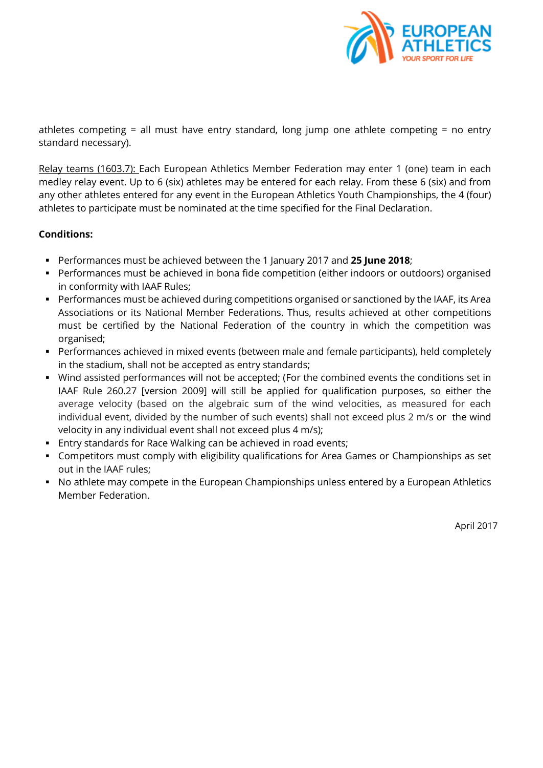athletes competing = all must have entry standard, long jump one athlete competing = no entry standard necessary).

Relay teams (1603.7): Each European Athletics Member Federation may enter 1 (one) team in each medley relay event. Up to 6 (six) athletes may be entered for each relay. From these 6 (six) and from any other athletes entered for any event in the European Athletics Youth Championships, the 4 (four) athletes to participate must be nominated at the time specified for the Final Declaration.

**Conditions:**

- Performances must be achieved between the 1 January 2017 and **25 June 2018**;
- Performances must be achieved in bona fide competition (either indoors or outdoors) organised in conformity with IAAF Rules;
- Performances must be achieved during competitions organised or sanctioned by the IAAF, its Area Associations or its National Member Federations. Thus, results achieved at other competitions must be certified by the National Federation of the country in which the competition was organised;
- Performances achieved in mixed events (between male and female participants), held completely in the stadium, shall not be accepted as entry standards;
- Wind assisted performances will not be accepted; (For the combined events the conditions set in IAAF Rule 260.27 [version 2009] will still be applied for qualification purposes, so either the average velocity (based on the algebraic sum of the wind velocities, as measured for each individual event, divided by the number of such events) shall not exceed plus 2 m/s or the wind velocity in any individual event shall not exceed plus 4 m/s);
- Entry standards for Race Walking can be achieved in road events;
- Competitors must comply with eligibility qualifications for Area Games or Championships as set out in the IAAF rules;
- No athlete may compete in the European Championships unless entered by a European Athletics Member Federation.

April 2017